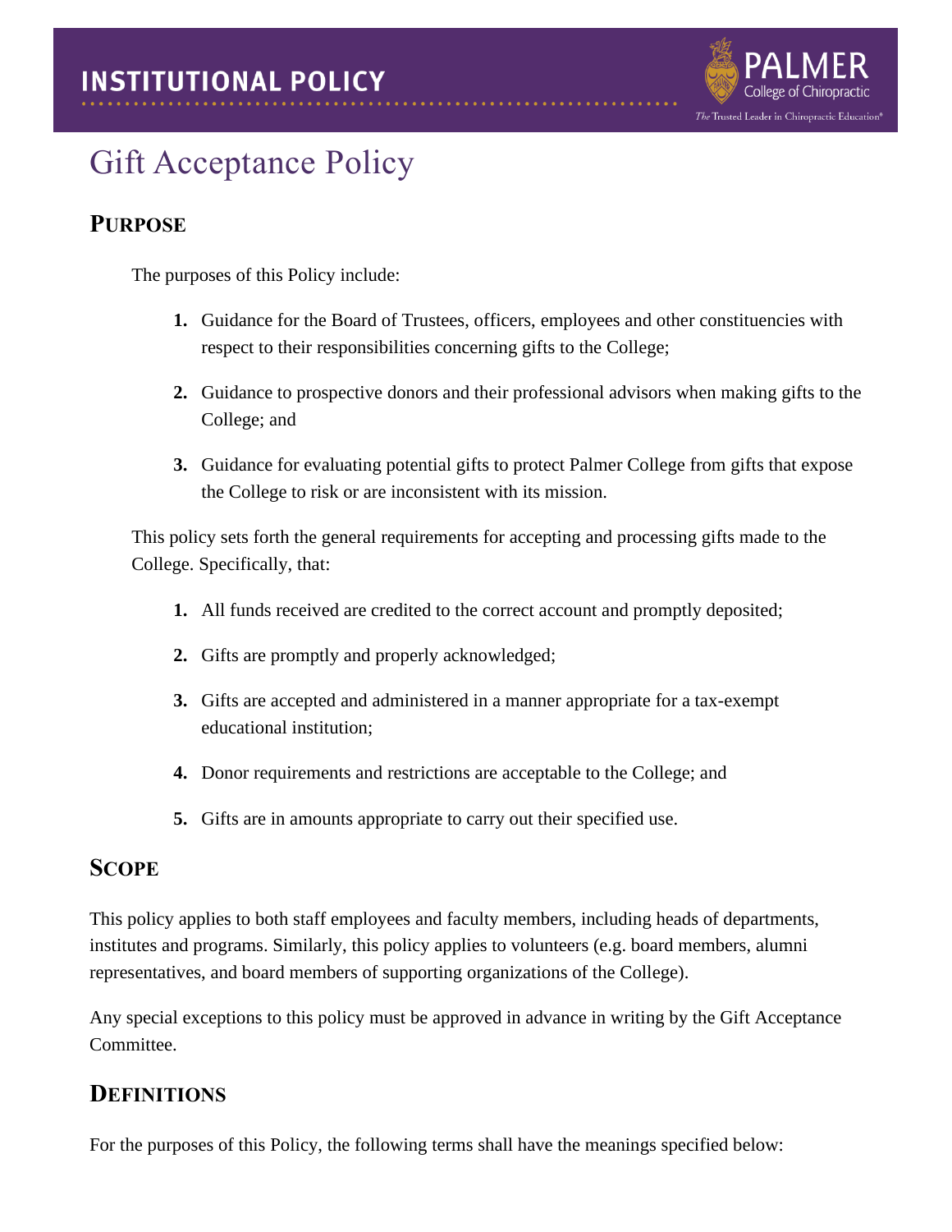# Gift Acceptance Policy

## PURPOSE

The purposes of this Policy include:

1. Guidance for the Board of Trustees, officers, employees and other constituencies with respect to their responsibilities concerning gifts to the College;
2. Guidance to prospective donors and their professional advisors when making gifts to the College; and
3. Guidance for evaluating potential gifts to protect Palmer College from gifts that expose the College to risk or are inconsistent with its mission.

This policy sets forth the general requirements for accepting and processing gifts made to the College. Specifically, that:

1. All funds received are credited to the correct account and promptly deposited;
2. Gifts are promptly and properly acknowledged;
3. Gifts are accepted and administered in a manner appropriate for a tax-exempt educational institution;
4. Donor requirements and restrictions are acceptable to the College; and
5. Gifts are in amounts appropriate to carry out their specified use.

## SCOPE

This policy applies to both staff employees and faculty members, including heads of departments, institutes and programs. Similarly, this policy applies to volunteers (e.g. board members, alumni representatives, and board members of supporting organizations of the College).

Any special exceptions to this policy must be approved in advance in writing by the Gift Acceptance Committee.

## DEFINITIONS

For the purposes of this Policy, the following terms shall have the meanings specified below: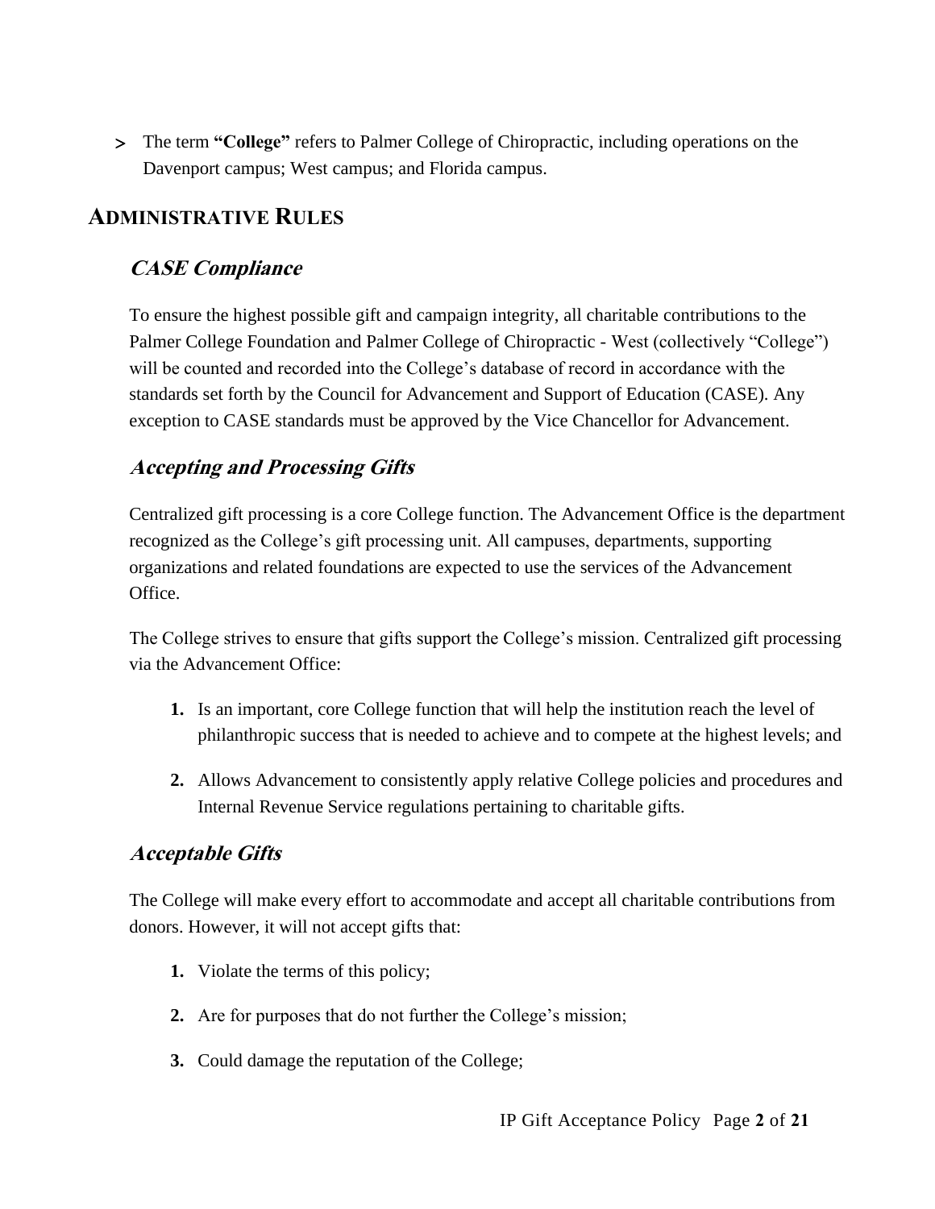- The term **“College”** refers to Palmer College of Chiropractic, including operations on the Davenport campus; West campus; and Florida campus.

## Administrative Rules

### *CASE Compliance*

To ensure the highest possible gift and campaign integrity, all charitable contributions to the Palmer College Foundation and Palmer College of Chiropractic - West (collectively “College”) will be counted and recorded into the College’s database of record in accordance with the standards set forth by the Council for Advancement and Support of Education (CASE). Any exception to CASE standards must be approved by the Vice Chancellor for Advancement.

### *Accepting and Processing Gifts*

Centralized gift processing is a core College function. The Advancement Office is the department recognized as the College’s gift processing unit. All campuses, departments, supporting organizations and related foundations are expected to use the services of the Advancement Office.

The College strives to ensure that gifts support the College’s mission. Centralized gift processing via the Advancement Office:

1. Is an important, core College function that will help the institution reach the level of philanthropic success that is needed to achieve and to compete at the highest levels; and
2. Allows Advancement to consistently apply relative College policies and procedures and Internal Revenue Service regulations pertaining to charitable gifts.

### *Acceptable Gifts*

The College will make every effort to accommodate and accept all charitable contributions from donors. However, it will not accept gifts that:

1. Violate the terms of this policy;
2. Are for purposes that do not further the College’s mission;
3. Could damage the reputation of the College;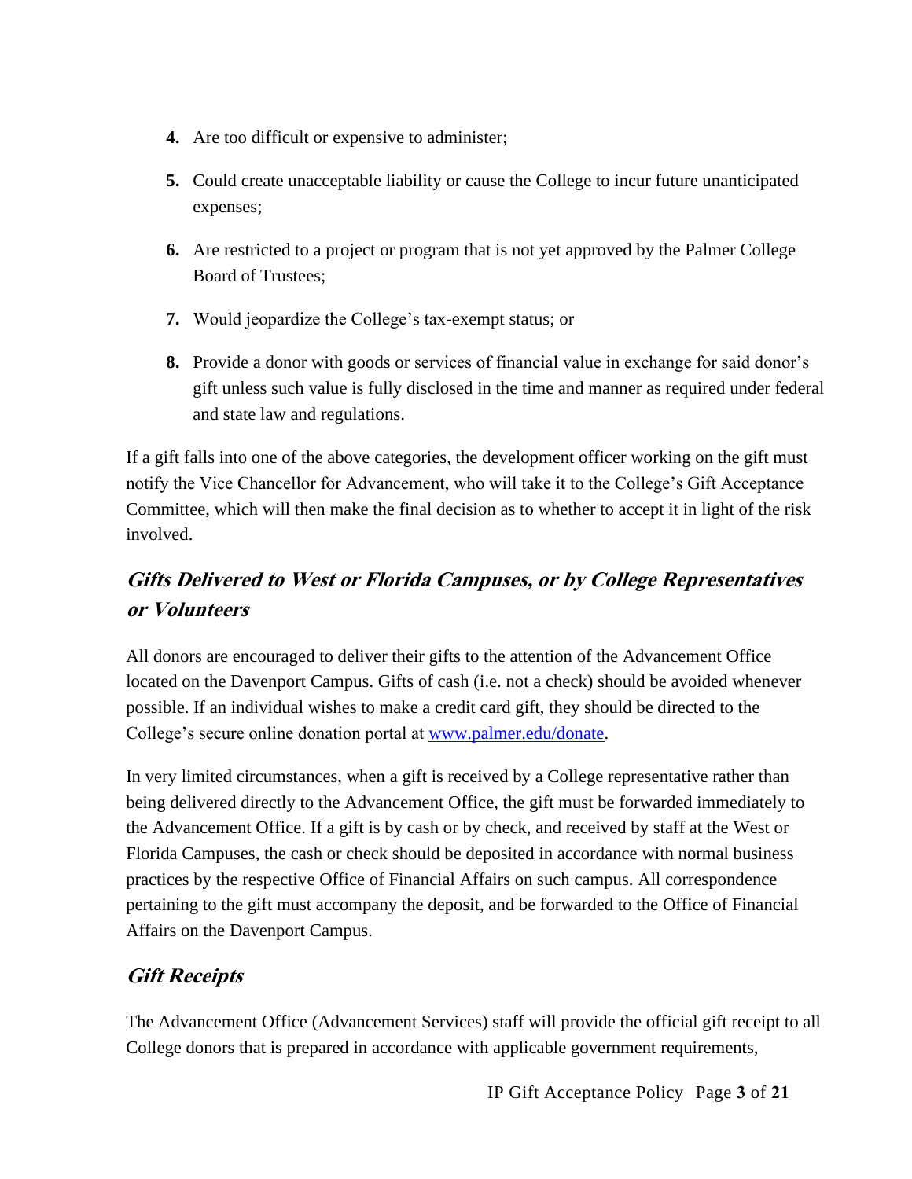4. Are too difficult or expensive to administer;
5. Could create unacceptable liability or cause the College to incur future unanticipated expenses;
6. Are restricted to a project or program that is not yet approved by the Palmer College Board of Trustees;
7. Would jeopardize the College's tax-exempt status; or
8. Provide a donor with goods or services of financial value in exchange for said donor's gift unless such value is fully disclosed in the time and manner as required under federal and state law and regulations.

If a gift falls into one of the above categories, the development officer working on the gift must notify the Vice Chancellor for Advancement, who will take it to the College's Gift Acceptance Committee, which will then make the final decision as to whether to accept it in light of the risk involved.

## *Gifts Delivered to West or Florida Campuses, or by College Representatives or Volunteers*

All donors are encouraged to deliver their gifts to the attention of the Advancement Office located on the Davenport Campus. Gifts of cash (i.e. not a check) should be avoided whenever possible. If an individual wishes to make a credit card gift, they should be directed to the College's secure online donation portal at [www.palmer.edu/donate](http://www.palmer.edu/donate).

In very limited circumstances, when a gift is received by a College representative rather than being delivered directly to the Advancement Office, the gift must be forwarded immediately to the Advancement Office. If a gift is by cash or by check, and received by staff at the West or Florida Campuses, the cash or check should be deposited in accordance with normal business practices by the respective Office of Financial Affairs on such campus. All correspondence pertaining to the gift must accompany the deposit, and be forwarded to the Office of Financial Affairs on the Davenport Campus.

## *Gift Receipts*

The Advancement Office (Advancement Services) staff will provide the official gift receipt to all College donors that is prepared in accordance with applicable government requirements,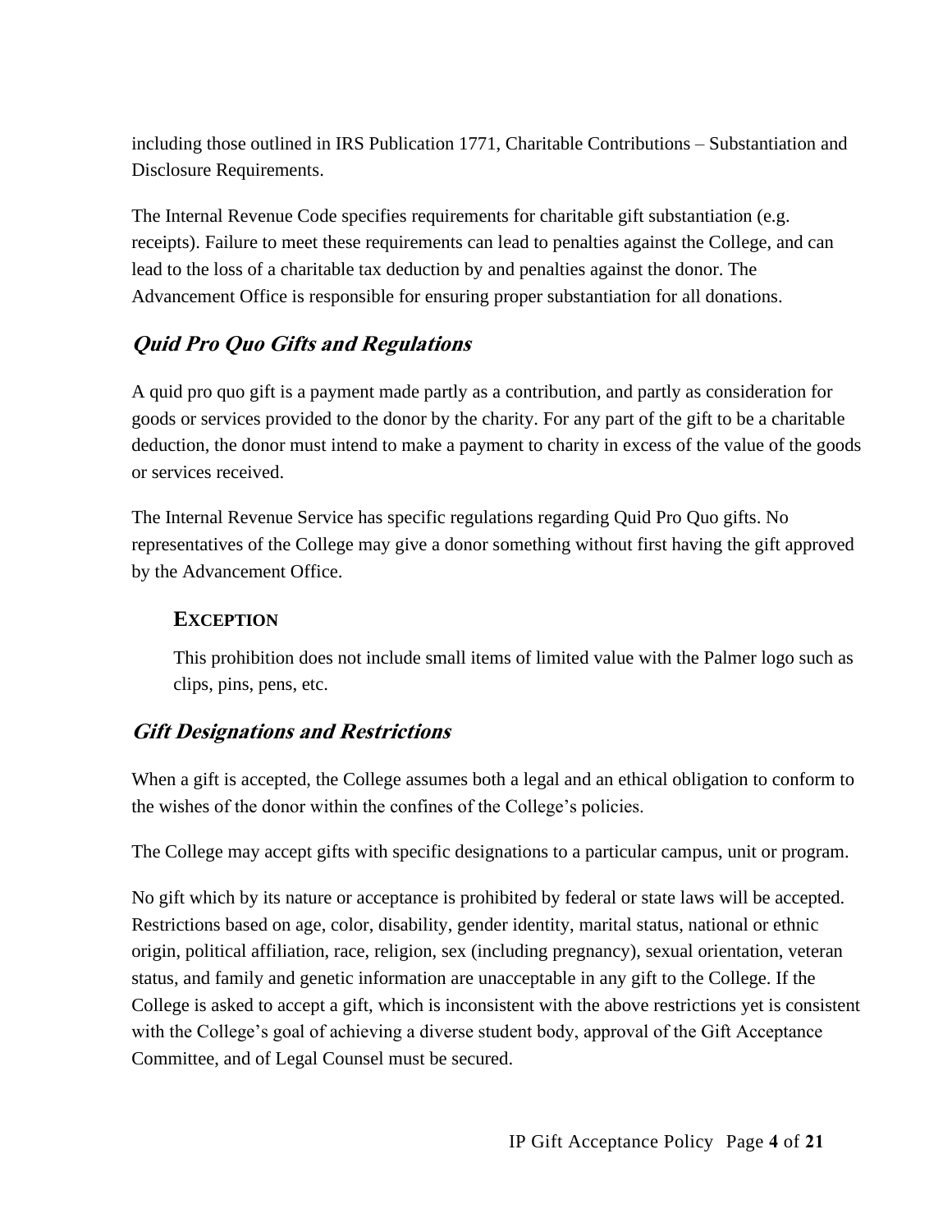including those outlined in IRS Publication 1771, Charitable Contributions – Substantiation and Disclosure Requirements.

The Internal Revenue Code specifies requirements for charitable gift substantiation (e.g. receipts). Failure to meet these requirements can lead to penalties against the College, and can lead to the loss of a charitable tax deduction by and penalties against the donor. The Advancement Office is responsible for ensuring proper substantiation for all donations.

## *Quid Pro Quo Gifts and Regulations*

A quid pro quo gift is a payment made partly as a contribution, and partly as consideration for goods or services provided to the donor by the charity. For any part of the gift to be a charitable deduction, the donor must intend to make a payment to charity in excess of the value of the goods or services received.

The Internal Revenue Service has specific regulations regarding Quid Pro Quo gifts. No representatives of the College may give a donor something without first having the gift approved by the Advancement Office.

### EXCEPTION

This prohibition does not include small items of limited value with the Palmer logo such as clips, pins, pens, etc.

## *Gift Designations and Restrictions*

When a gift is accepted, the College assumes both a legal and an ethical obligation to conform to the wishes of the donor within the confines of the College's policies.

The College may accept gifts with specific designations to a particular campus, unit or program.

No gift which by its nature or acceptance is prohibited by federal or state laws will be accepted. Restrictions based on age, color, disability, gender identity, marital status, national or ethnic origin, political affiliation, race, religion, sex (including pregnancy), sexual orientation, veteran status, and family and genetic information are unacceptable in any gift to the College. If the College is asked to accept a gift, which is inconsistent with the above restrictions yet is consistent with the College's goal of achieving a diverse student body, approval of the Gift Acceptance Committee, and of Legal Counsel must be secured.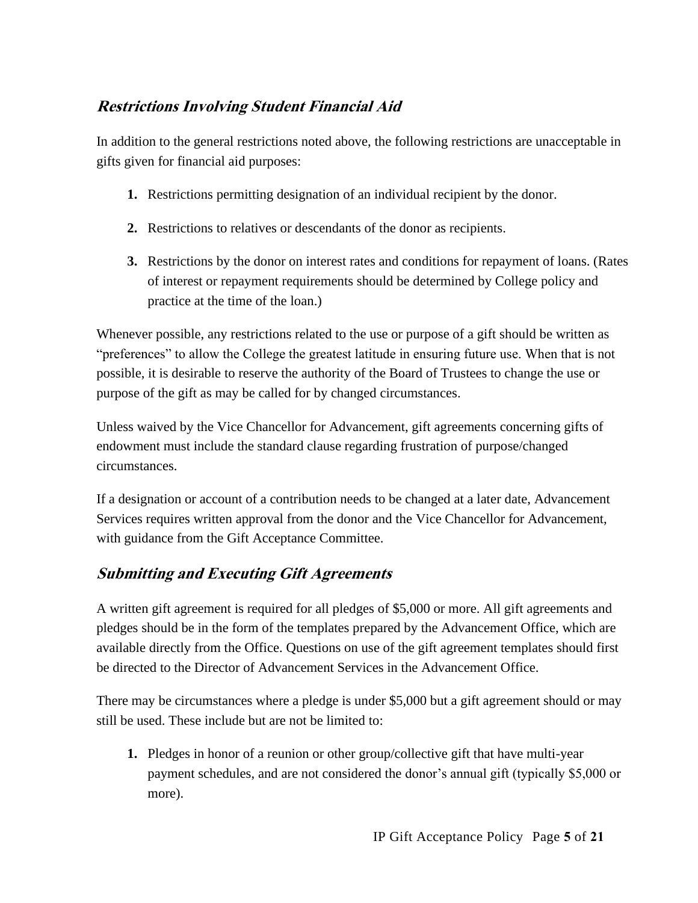## ***Restrictions Involving Student Financial Aid***

In addition to the general restrictions noted above, the following restrictions are unacceptable in gifts given for financial aid purposes:

1. Restrictions permitting designation of an individual recipient by the donor.
2. Restrictions to relatives or descendants of the donor as recipients.
3. Restrictions by the donor on interest rates and conditions for repayment of loans. (Rates of interest or repayment requirements should be determined by College policy and practice at the time of the loan.)

Whenever possible, any restrictions related to the use or purpose of a gift should be written as “preferences” to allow the College the greatest latitude in ensuring future use. When that is not possible, it is desirable to reserve the authority of the Board of Trustees to change the use or purpose of the gift as may be called for by changed circumstances.

Unless waived by the Vice Chancellor for Advancement, gift agreements concerning gifts of endowment must include the standard clause regarding frustration of purpose/changed circumstances.

If a designation or account of a contribution needs to be changed at a later date, Advancement Services requires written approval from the donor and the Vice Chancellor for Advancement, with guidance from the Gift Acceptance Committee.

## ***Submitting and Executing Gift Agreements***

A written gift agreement is required for all pledges of $5,000 or more. All gift agreements and pledges should be in the form of the templates prepared by the Advancement Office, which are available directly from the Office. Questions on use of the gift agreement templates should first be directed to the Director of Advancement Services in the Advancement Office.

There may be circumstances where a pledge is under $5,000 but a gift agreement should or may still be used. These include but are not be limited to:

1. Pledges in honor of a reunion or other group/collective gift that have multi-year payment schedules, and are not considered the donor’s annual gift (typically $5,000 or more).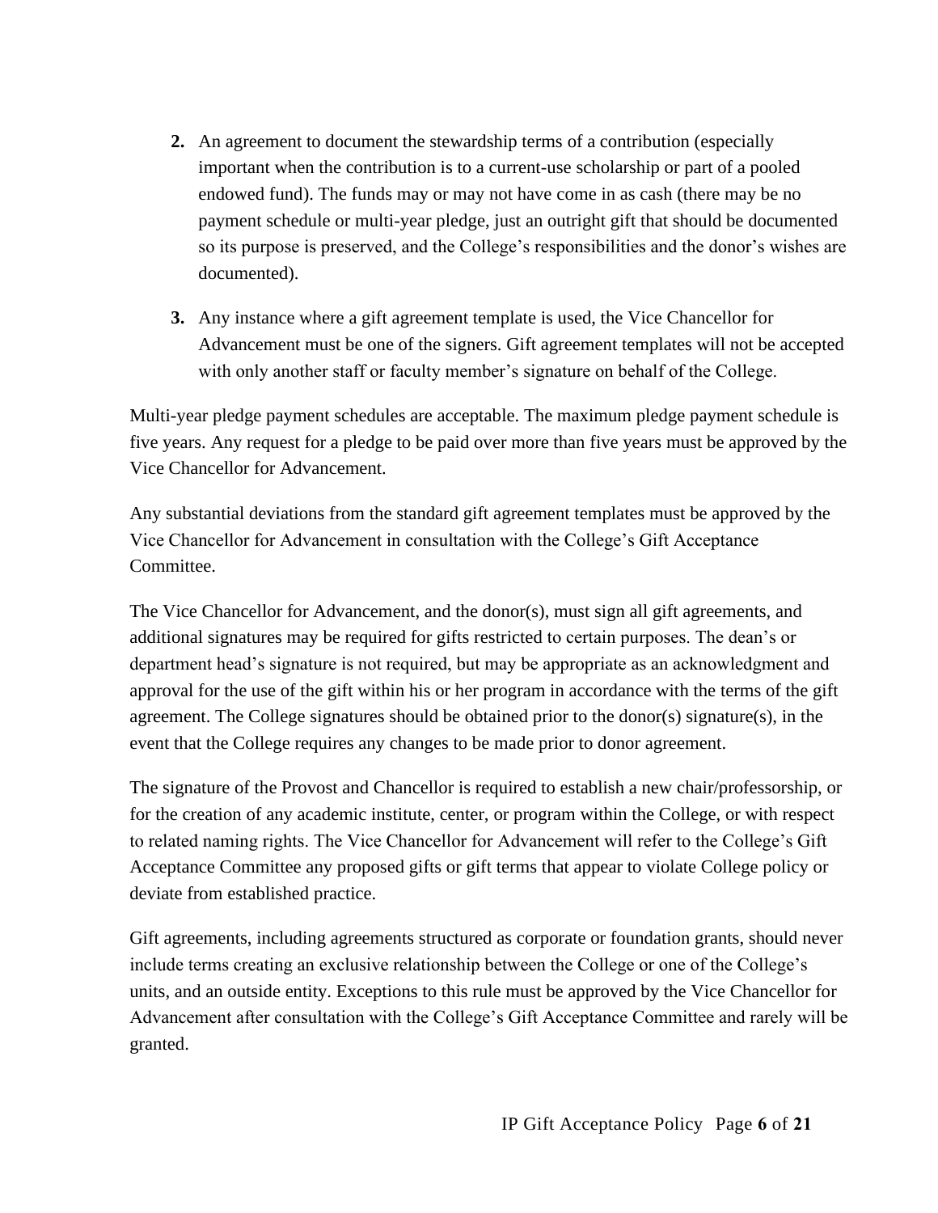2. An agreement to document the stewardship terms of a contribution (especially important when the contribution is to a current-use scholarship or part of a pooled endowed fund). The funds may or may not have come in as cash (there may be no payment schedule or multi-year pledge, just an outright gift that should be documented so its purpose is preserved, and the College's responsibilities and the donor's wishes are documented).

3. Any instance where a gift agreement template is used, the Vice Chancellor for Advancement must be one of the signers. Gift agreement templates will not be accepted with only another staff or faculty member's signature on behalf of the College.

Multi-year pledge payment schedules are acceptable. The maximum pledge payment schedule is five years. Any request for a pledge to be paid over more than five years must be approved by the Vice Chancellor for Advancement.

Any substantial deviations from the standard gift agreement templates must be approved by the Vice Chancellor for Advancement in consultation with the College's Gift Acceptance Committee.

The Vice Chancellor for Advancement, and the donor(s), must sign all gift agreements, and additional signatures may be required for gifts restricted to certain purposes. The dean's or department head's signature is not required, but may be appropriate as an acknowledgment and approval for the use of the gift within his or her program in accordance with the terms of the gift agreement. The College signatures should be obtained prior to the donor(s) signature(s), in the event that the College requires any changes to be made prior to donor agreement.

The signature of the Provost and Chancellor is required to establish a new chair/professorship, or for the creation of any academic institute, center, or program within the College, or with respect to related naming rights. The Vice Chancellor for Advancement will refer to the College's Gift Acceptance Committee any proposed gifts or gift terms that appear to violate College policy or deviate from established practice.

Gift agreements, including agreements structured as corporate or foundation grants, should never include terms creating an exclusive relationship between the College or one of the College's units, and an outside entity. Exceptions to this rule must be approved by the Vice Chancellor for Advancement after consultation with the College's Gift Acceptance Committee and rarely will be granted.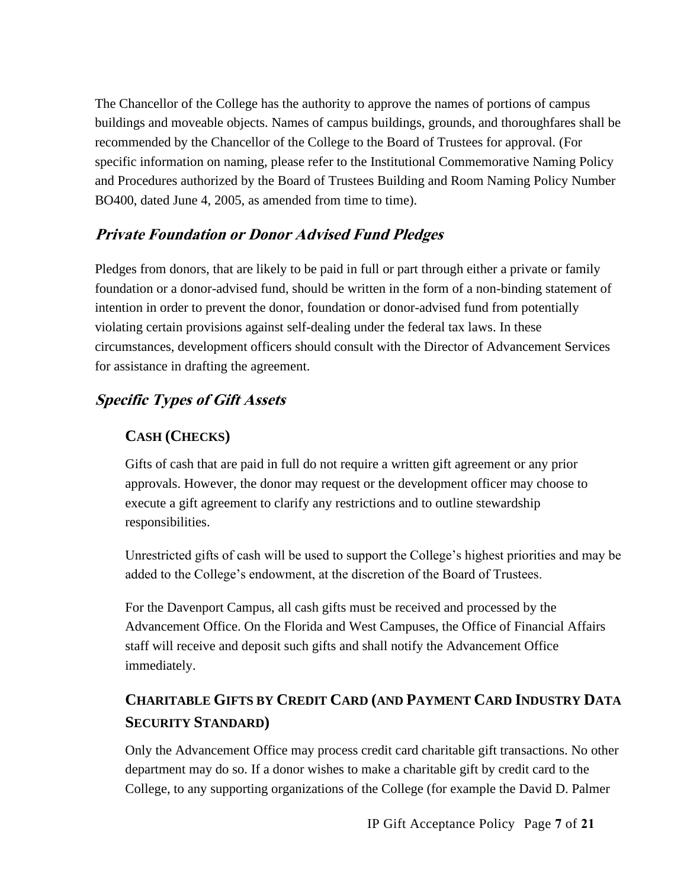The Chancellor of the College has the authority to approve the names of portions of campus buildings and moveable objects. Names of campus buildings, grounds, and thoroughfares shall be recommended by the Chancellor of the College to the Board of Trustees for approval. (For specific information on naming, please refer to the Institutional Commemorative Naming Policy and Procedures authorized by the Board of Trustees Building and Room Naming Policy Number BO400, dated June 4, 2005, as amended from time to time).

## *Private Foundation or Donor Advised Fund Pledges*

Pledges from donors, that are likely to be paid in full or part through either a private or family foundation or a donor-advised fund, should be written in the form of a non-binding statement of intention in order to prevent the donor, foundation or donor-advised fund from potentially violating certain provisions against self-dealing under the federal tax laws. In these circumstances, development officers should consult with the Director of Advancement Services for assistance in drafting the agreement.

## *Specific Types of Gift Assets*

### CASH (CHECKS)

Gifts of cash that are paid in full do not require a written gift agreement or any prior approvals. However, the donor may request or the development officer may choose to execute a gift agreement to clarify any restrictions and to outline stewardship responsibilities.

Unrestricted gifts of cash will be used to support the College's highest priorities and may be added to the College's endowment, at the discretion of the Board of Trustees.

For the Davenport Campus, all cash gifts must be received and processed by the Advancement Office. On the Florida and West Campuses, the Office of Financial Affairs staff will receive and deposit such gifts and shall notify the Advancement Office immediately.

### CHARITABLE GIFTS BY CREDIT CARD (AND PAYMENT CARD INDUSTRY DATA SECURITY STANDARD)

Only the Advancement Office may process credit card charitable gift transactions. No other department may do so. If a donor wishes to make a charitable gift by credit card to the College, to any supporting organizations of the College (for example the David D. Palmer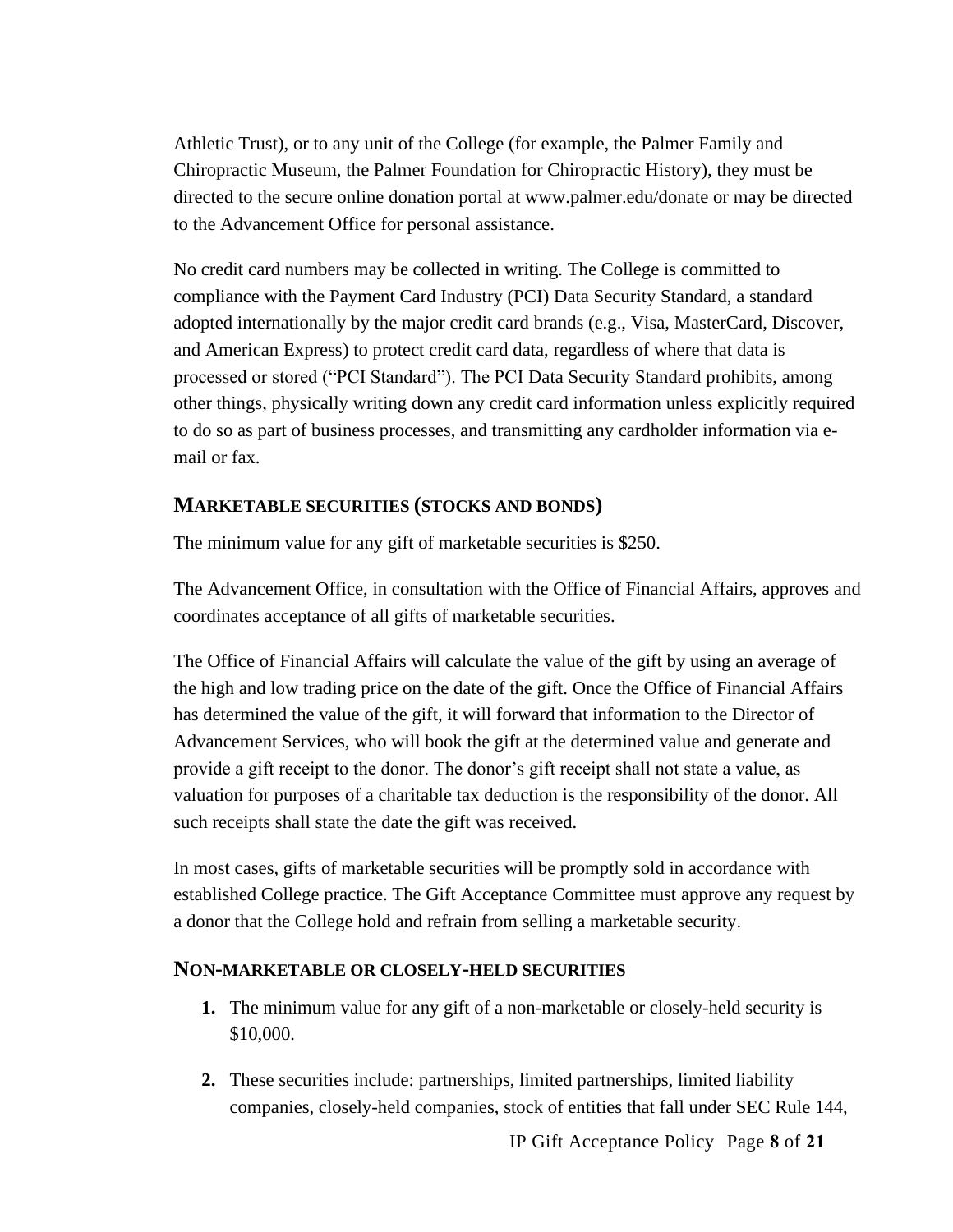Athletic Trust), or to any unit of the College (for example, the Palmer Family and Chiropractic Museum, the Palmer Foundation for Chiropractic History), they must be directed to the secure online donation portal at www.palmer.edu/donate or may be directed to the Advancement Office for personal assistance.

No credit card numbers may be collected in writing. The College is committed to compliance with the Payment Card Industry (PCI) Data Security Standard, a standard adopted internationally by the major credit card brands (e.g., Visa, MasterCard, Discover, and American Express) to protect credit card data, regardless of where that data is processed or stored ("PCI Standard"). The PCI Data Security Standard prohibits, among other things, physically writing down any credit card information unless explicitly required to do so as part of business processes, and transmitting any cardholder information via e-mail or fax.

## Marketable securities (stocks and bonds)

The minimum value for any gift of marketable securities is $250.

The Advancement Office, in consultation with the Office of Financial Affairs, approves and coordinates acceptance of all gifts of marketable securities.

The Office of Financial Affairs will calculate the value of the gift by using an average of the high and low trading price on the date of the gift. Once the Office of Financial Affairs has determined the value of the gift, it will forward that information to the Director of Advancement Services, who will book the gift at the determined value and generate and provide a gift receipt to the donor. The donor's gift receipt shall not state a value, as valuation for purposes of a charitable tax deduction is the responsibility of the donor. All such receipts shall state the date the gift was received.

In most cases, gifts of marketable securities will be promptly sold in accordance with established College practice. The Gift Acceptance Committee must approve any request by a donor that the College hold and refrain from selling a marketable security.

## Non-marketable or closely-held securities

1. The minimum value for any gift of a non-marketable or closely-held security is $10,000.
2. These securities include: partnerships, limited partnerships, limited liability companies, closely-held companies, stock of entities that fall under SEC Rule 144,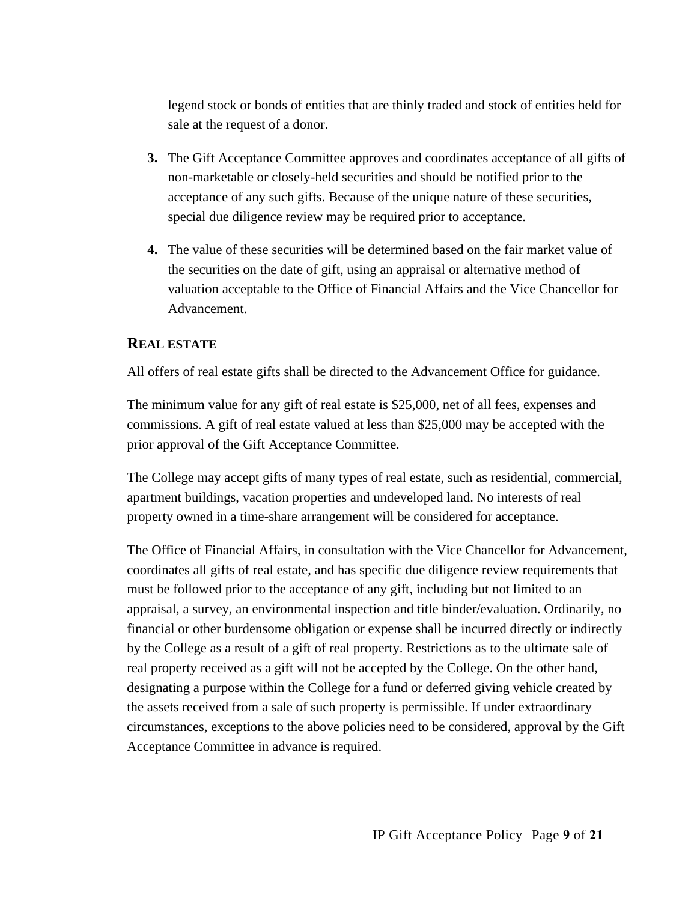legend stock or bonds of entities that are thinly traded and stock of entities held for sale at the request of a donor.

3. The Gift Acceptance Committee approves and coordinates acceptance of all gifts of non-marketable or closely-held securities and should be notified prior to the acceptance of any such gifts. Because of the unique nature of these securities, special due diligence review may be required prior to acceptance.

4. The value of these securities will be determined based on the fair market value of the securities on the date of gift, using an appraisal or alternative method of valuation acceptable to the Office of Financial Affairs and the Vice Chancellor for Advancement.

## REAL ESTATE

All offers of real estate gifts shall be directed to the Advancement Office for guidance.

The minimum value for any gift of real estate is $25,000, net of all fees, expenses and commissions. A gift of real estate valued at less than $25,000 may be accepted with the prior approval of the Gift Acceptance Committee.

The College may accept gifts of many types of real estate, such as residential, commercial, apartment buildings, vacation properties and undeveloped land. No interests of real property owned in a time-share arrangement will be considered for acceptance.

The Office of Financial Affairs, in consultation with the Vice Chancellor for Advancement, coordinates all gifts of real estate, and has specific due diligence review requirements that must be followed prior to the acceptance of any gift, including but not limited to an appraisal, a survey, an environmental inspection and title binder/evaluation. Ordinarily, no financial or other burdensome obligation or expense shall be incurred directly or indirectly by the College as a result of a gift of real property. Restrictions as to the ultimate sale of real property received as a gift will not be accepted by the College. On the other hand, designating a purpose within the College for a fund or deferred giving vehicle created by the assets received from a sale of such property is permissible. If under extraordinary circumstances, exceptions to the above policies need to be considered, approval by the Gift Acceptance Committee in advance is required.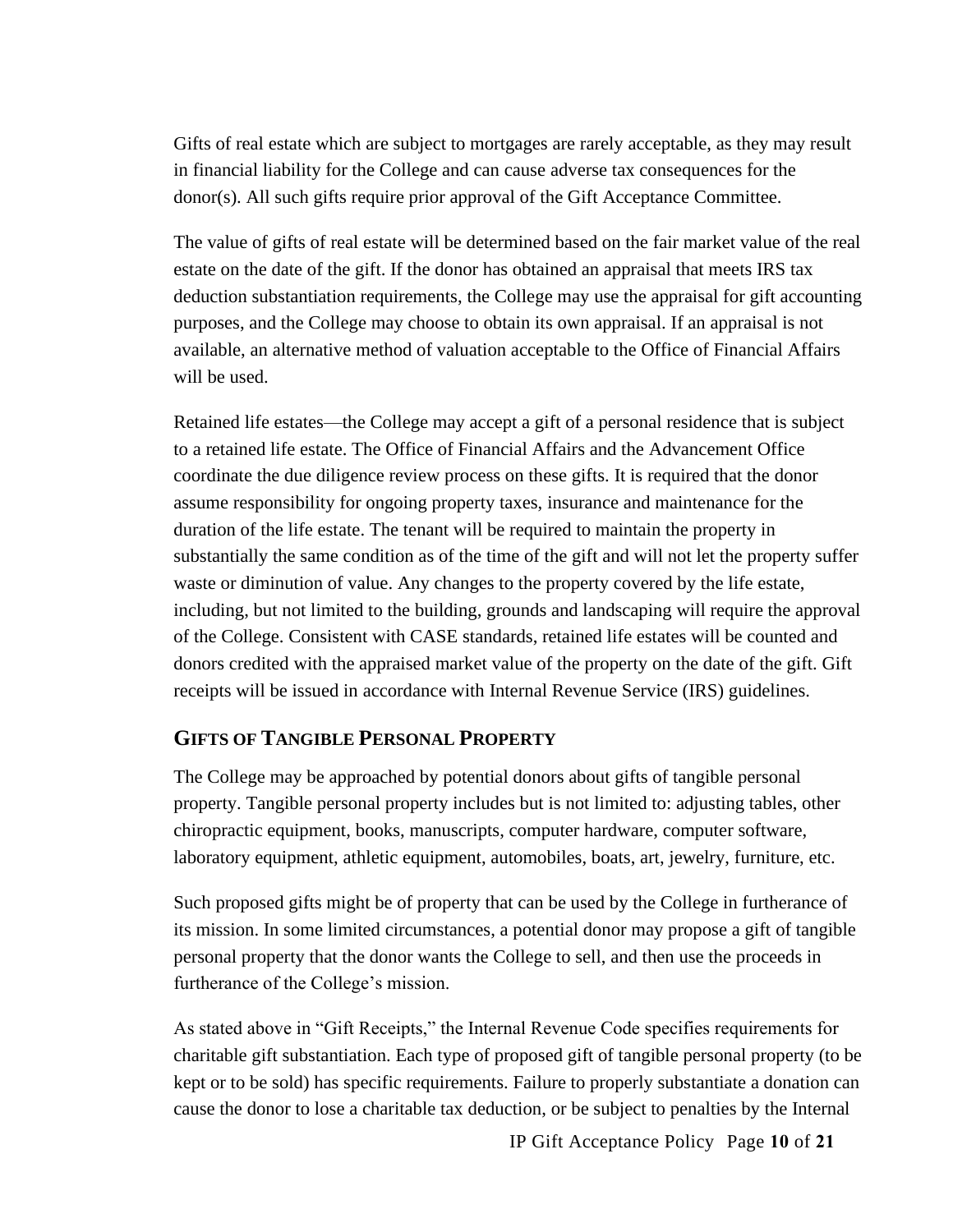Gifts of real estate which are subject to mortgages are rarely acceptable, as they may result in financial liability for the College and can cause adverse tax consequences for the donor(s). All such gifts require prior approval of the Gift Acceptance Committee.

The value of gifts of real estate will be determined based on the fair market value of the real estate on the date of the gift. If the donor has obtained an appraisal that meets IRS tax deduction substantiation requirements, the College may use the appraisal for gift accounting purposes, and the College may choose to obtain its own appraisal. If an appraisal is not available, an alternative method of valuation acceptable to the Office of Financial Affairs will be used.

Retained life estates—the College may accept a gift of a personal residence that is subject to a retained life estate. The Office of Financial Affairs and the Advancement Office coordinate the due diligence review process on these gifts. It is required that the donor assume responsibility for ongoing property taxes, insurance and maintenance for the duration of the life estate. The tenant will be required to maintain the property in substantially the same condition as of the time of the gift and will not let the property suffer waste or diminution of value. Any changes to the property covered by the life estate, including, but not limited to the building, grounds and landscaping will require the approval of the College. Consistent with CASE standards, retained life estates will be counted and donors credited with the appraised market value of the property on the date of the gift. Gift receipts will be issued in accordance with Internal Revenue Service (IRS) guidelines.

## Gifts of Tangible Personal Property

The College may be approached by potential donors about gifts of tangible personal property. Tangible personal property includes but is not limited to: adjusting tables, other chiropractic equipment, books, manuscripts, computer hardware, computer software, laboratory equipment, athletic equipment, automobiles, boats, art, jewelry, furniture, etc.

Such proposed gifts might be of property that can be used by the College in furtherance of its mission. In some limited circumstances, a potential donor may propose a gift of tangible personal property that the donor wants the College to sell, and then use the proceeds in furtherance of the College's mission.

As stated above in "Gift Receipts," the Internal Revenue Code specifies requirements for charitable gift substantiation. Each type of proposed gift of tangible personal property (to be kept or to be sold) has specific requirements. Failure to properly substantiate a donation can cause the donor to lose a charitable tax deduction, or be subject to penalties by the Internal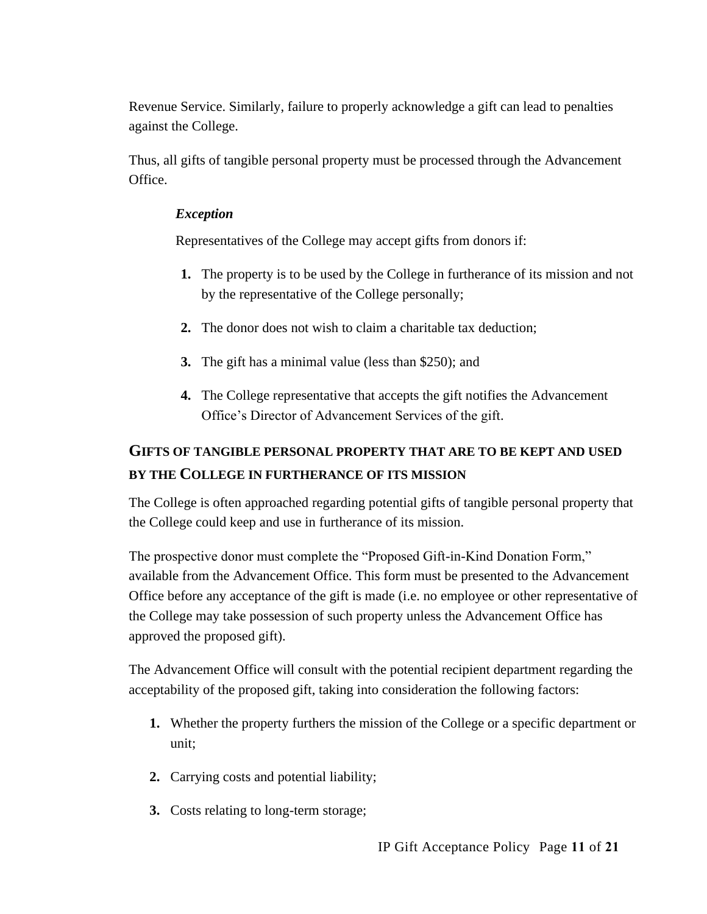Revenue Service. Similarly, failure to properly acknowledge a gift can lead to penalties against the College.

Thus, all gifts of tangible personal property must be processed through the Advancement Office.

***Exception***

Representatives of the College may accept gifts from donors if:

1. The property is to be used by the College in furtherance of its mission and not by the representative of the College personally;
2. The donor does not wish to claim a charitable tax deduction;
3. The gift has a minimal value (less than $250); and
4. The College representative that accepts the gift notifies the Advancement Office's Director of Advancement Services of the gift.

## GIFTS OF TANGIBLE PERSONAL PROPERTY THAT ARE TO BE KEPT AND USED BY THE COLLEGE IN FURTHERANCE OF ITS MISSION

The College is often approached regarding potential gifts of tangible personal property that the College could keep and use in furtherance of its mission.

The prospective donor must complete the "Proposed Gift-in-Kind Donation Form," available from the Advancement Office. This form must be presented to the Advancement Office before any acceptance of the gift is made (i.e. no employee or other representative of the College may take possession of such property unless the Advancement Office has approved the proposed gift).

The Advancement Office will consult with the potential recipient department regarding the acceptability of the proposed gift, taking into consideration the following factors:

1. Whether the property furthers the mission of the College or a specific department or unit;
2. Carrying costs and potential liability;
3. Costs relating to long-term storage;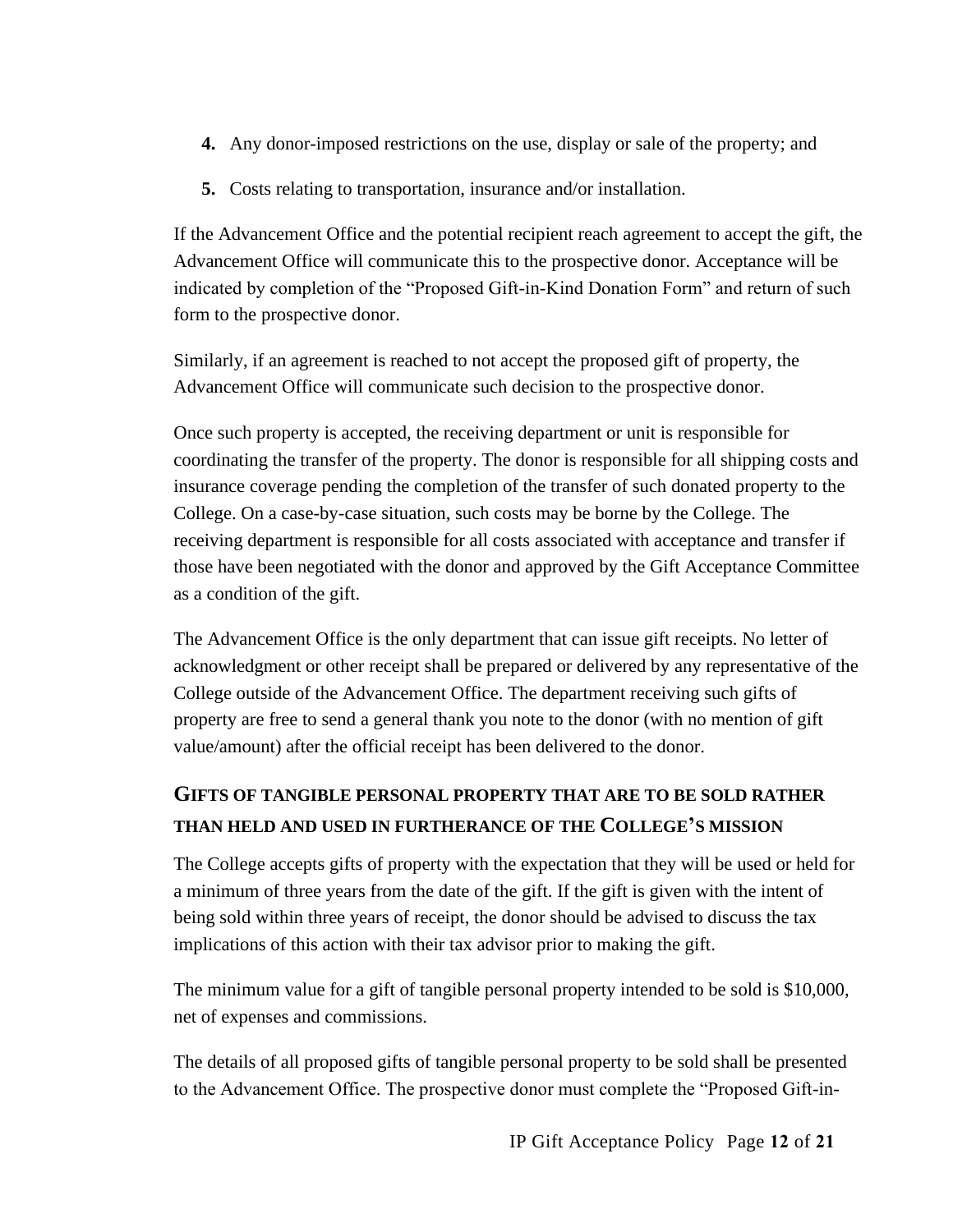4. Any donor-imposed restrictions on the use, display or sale of the property; and
5. Costs relating to transportation, insurance and/or installation.

If the Advancement Office and the potential recipient reach agreement to accept the gift, the Advancement Office will communicate this to the prospective donor. Acceptance will be indicated by completion of the "Proposed Gift-in-Kind Donation Form" and return of such form to the prospective donor.

Similarly, if an agreement is reached to not accept the proposed gift of property, the Advancement Office will communicate such decision to the prospective donor.

Once such property is accepted, the receiving department or unit is responsible for coordinating the transfer of the property. The donor is responsible for all shipping costs and insurance coverage pending the completion of the transfer of such donated property to the College. On a case-by-case situation, such costs may be borne by the College. The receiving department is responsible for all costs associated with acceptance and transfer if those have been negotiated with the donor and approved by the Gift Acceptance Committee as a condition of the gift.

The Advancement Office is the only department that can issue gift receipts. No letter of acknowledgment or other receipt shall be prepared or delivered by any representative of the College outside of the Advancement Office. The department receiving such gifts of property are free to send a general thank you note to the donor (with no mention of gift value/amount) after the official receipt has been delivered to the donor.

## GIFTS OF TANGIBLE PERSONAL PROPERTY THAT ARE TO BE SOLD RATHER THAN HELD AND USED IN FURTHERANCE OF THE COLLEGE'S MISSION

The College accepts gifts of property with the expectation that they will be used or held for a minimum of three years from the date of the gift. If the gift is given with the intent of being sold within three years of receipt, the donor should be advised to discuss the tax implications of this action with their tax advisor prior to making the gift.

The minimum value for a gift of tangible personal property intended to be sold is $10,000, net of expenses and commissions.

The details of all proposed gifts of tangible personal property to be sold shall be presented to the Advancement Office. The prospective donor must complete the "Proposed Gift-in-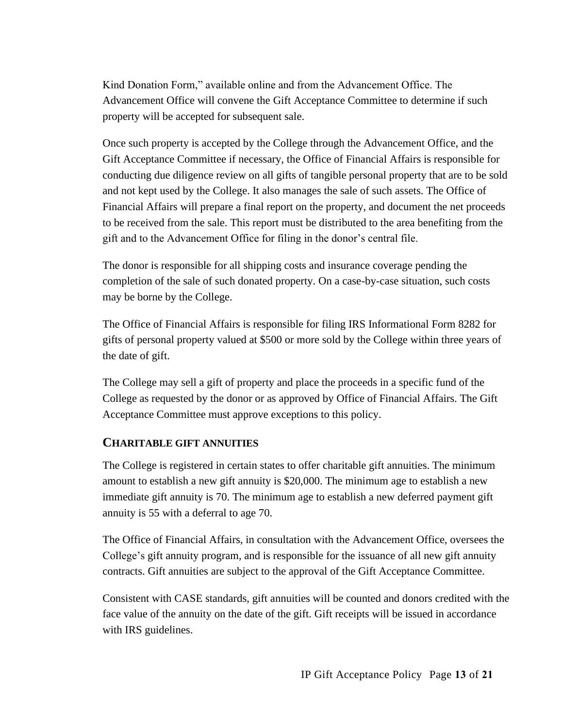Kind Donation Form," available online and from the Advancement Office. The Advancement Office will convene the Gift Acceptance Committee to determine if such property will be accepted for subsequent sale.

Once such property is accepted by the College through the Advancement Office, and the Gift Acceptance Committee if necessary, the Office of Financial Affairs is responsible for conducting due diligence review on all gifts of tangible personal property that are to be sold and not kept used by the College. It also manages the sale of such assets. The Office of Financial Affairs will prepare a final report on the property, and document the net proceeds to be received from the sale. This report must be distributed to the area benefiting from the gift and to the Advancement Office for filing in the donor's central file.

The donor is responsible for all shipping costs and insurance coverage pending the completion of the sale of such donated property. On a case-by-case situation, such costs may be borne by the College.

The Office of Financial Affairs is responsible for filing IRS Informational Form 8282 for gifts of personal property valued at $500 or more sold by the College within three years of the date of gift.

The College may sell a gift of property and place the proceeds in a specific fund of the College as requested by the donor or as approved by Office of Financial Affairs. The Gift Acceptance Committee must approve exceptions to this policy.

## CHARITABLE GIFT ANNUITIES

The College is registered in certain states to offer charitable gift annuities. The minimum amount to establish a new gift annuity is $20,000. The minimum age to establish a new immediate gift annuity is 70. The minimum age to establish a new deferred payment gift annuity is 55 with a deferral to age 70.

The Office of Financial Affairs, in consultation with the Advancement Office, oversees the College's gift annuity program, and is responsible for the issuance of all new gift annuity contracts. Gift annuities are subject to the approval of the Gift Acceptance Committee.

Consistent with CASE standards, gift annuities will be counted and donors credited with the face value of the annuity on the date of the gift. Gift receipts will be issued in accordance with IRS guidelines.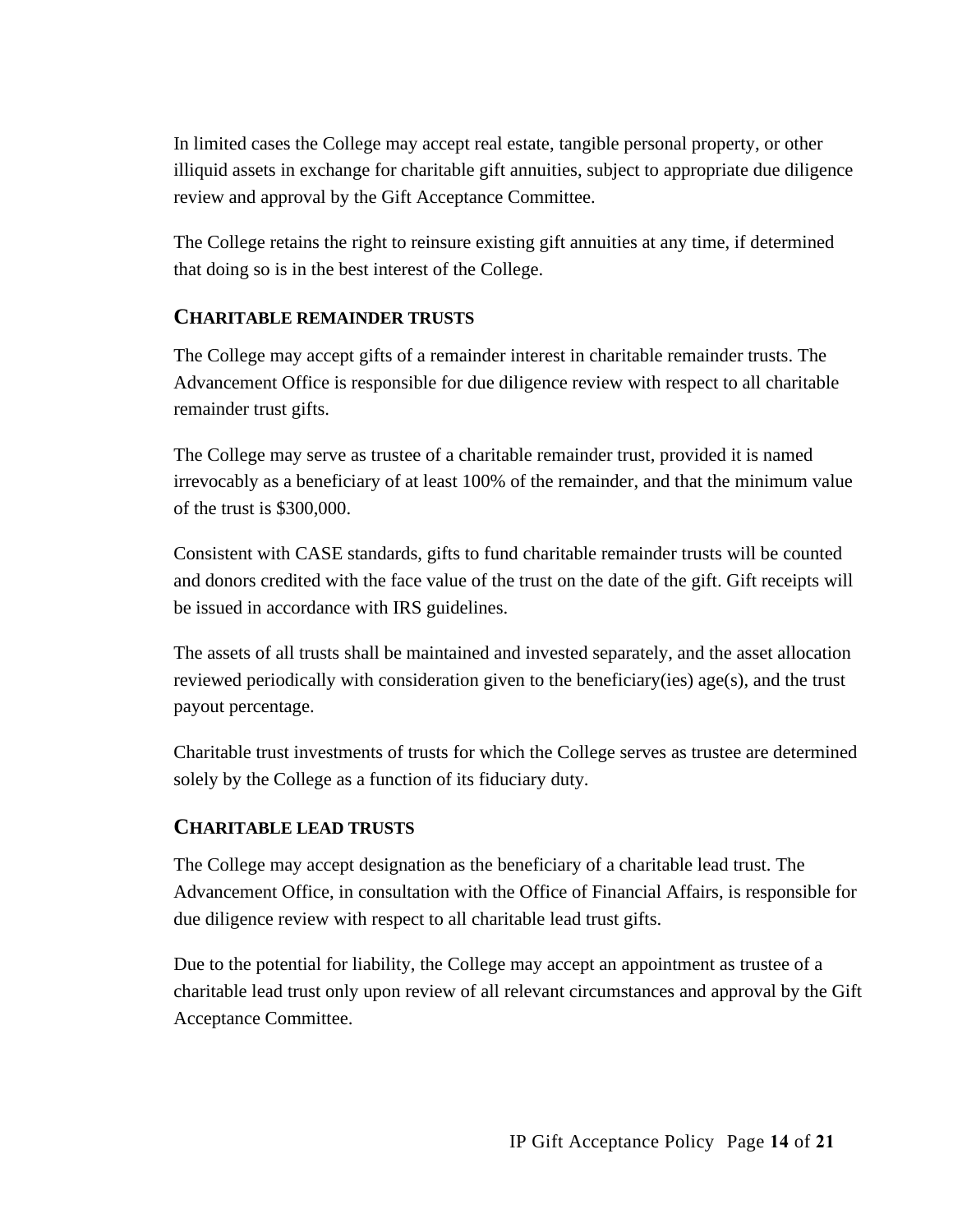In limited cases the College may accept real estate, tangible personal property, or other illiquid assets in exchange for charitable gift annuities, subject to appropriate due diligence review and approval by the Gift Acceptance Committee.

The College retains the right to reinsure existing gift annuities at any time, if determined that doing so is in the best interest of the College.

## CHARITABLE REMAINDER TRUSTS

The College may accept gifts of a remainder interest in charitable remainder trusts. The Advancement Office is responsible for due diligence review with respect to all charitable remainder trust gifts.

The College may serve as trustee of a charitable remainder trust, provided it is named irrevocably as a beneficiary of at least 100% of the remainder, and that the minimum value of the trust is $300,000.

Consistent with CASE standards, gifts to fund charitable remainder trusts will be counted and donors credited with the face value of the trust on the date of the gift. Gift receipts will be issued in accordance with IRS guidelines.

The assets of all trusts shall be maintained and invested separately, and the asset allocation reviewed periodically with consideration given to the beneficiary(ies) age(s), and the trust payout percentage.

Charitable trust investments of trusts for which the College serves as trustee are determined solely by the College as a function of its fiduciary duty.

## CHARITABLE LEAD TRUSTS

The College may accept designation as the beneficiary of a charitable lead trust. The Advancement Office, in consultation with the Office of Financial Affairs, is responsible for due diligence review with respect to all charitable lead trust gifts.

Due to the potential for liability, the College may accept an appointment as trustee of a charitable lead trust only upon review of all relevant circumstances and approval by the Gift Acceptance Committee.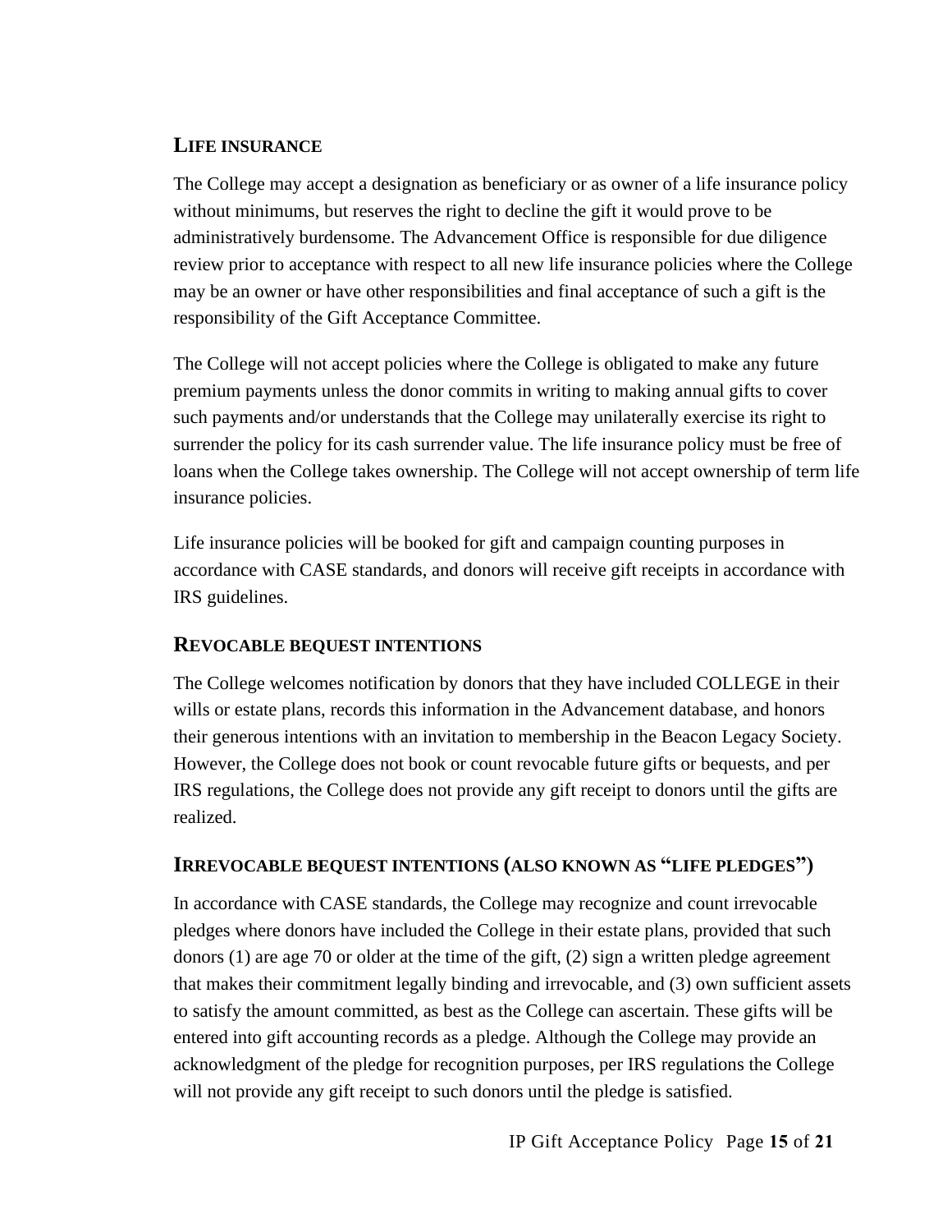## LIFE INSURANCE

The College may accept a designation as beneficiary or as owner of a life insurance policy without minimums, but reserves the right to decline the gift it would prove to be administratively burdensome. The Advancement Office is responsible for due diligence review prior to acceptance with respect to all new life insurance policies where the College may be an owner or have other responsibilities and final acceptance of such a gift is the responsibility of the Gift Acceptance Committee.

The College will not accept policies where the College is obligated to make any future premium payments unless the donor commits in writing to making annual gifts to cover such payments and/or understands that the College may unilaterally exercise its right to surrender the policy for its cash surrender value. The life insurance policy must be free of loans when the College takes ownership. The College will not accept ownership of term life insurance policies.

Life insurance policies will be booked for gift and campaign counting purposes in accordance with CASE standards, and donors will receive gift receipts in accordance with IRS guidelines.

## REVOCABLE BEQUEST INTENTIONS

The College welcomes notification by donors that they have included COLLEGE in their wills or estate plans, records this information in the Advancement database, and honors their generous intentions with an invitation to membership in the Beacon Legacy Society. However, the College does not book or count revocable future gifts or bequests, and per IRS regulations, the College does not provide any gift receipt to donors until the gifts are realized.

## IRREVOCABLE BEQUEST INTENTIONS (ALSO KNOWN AS "LIFE PLEDGES")

In accordance with CASE standards, the College may recognize and count irrevocable pledges where donors have included the College in their estate plans, provided that such donors (1) are age 70 or older at the time of the gift, (2) sign a written pledge agreement that makes their commitment legally binding and irrevocable, and (3) own sufficient assets to satisfy the amount committed, as best as the College can ascertain. These gifts will be entered into gift accounting records as a pledge. Although the College may provide an acknowledgment of the pledge for recognition purposes, per IRS regulations the College will not provide any gift receipt to such donors until the pledge is satisfied.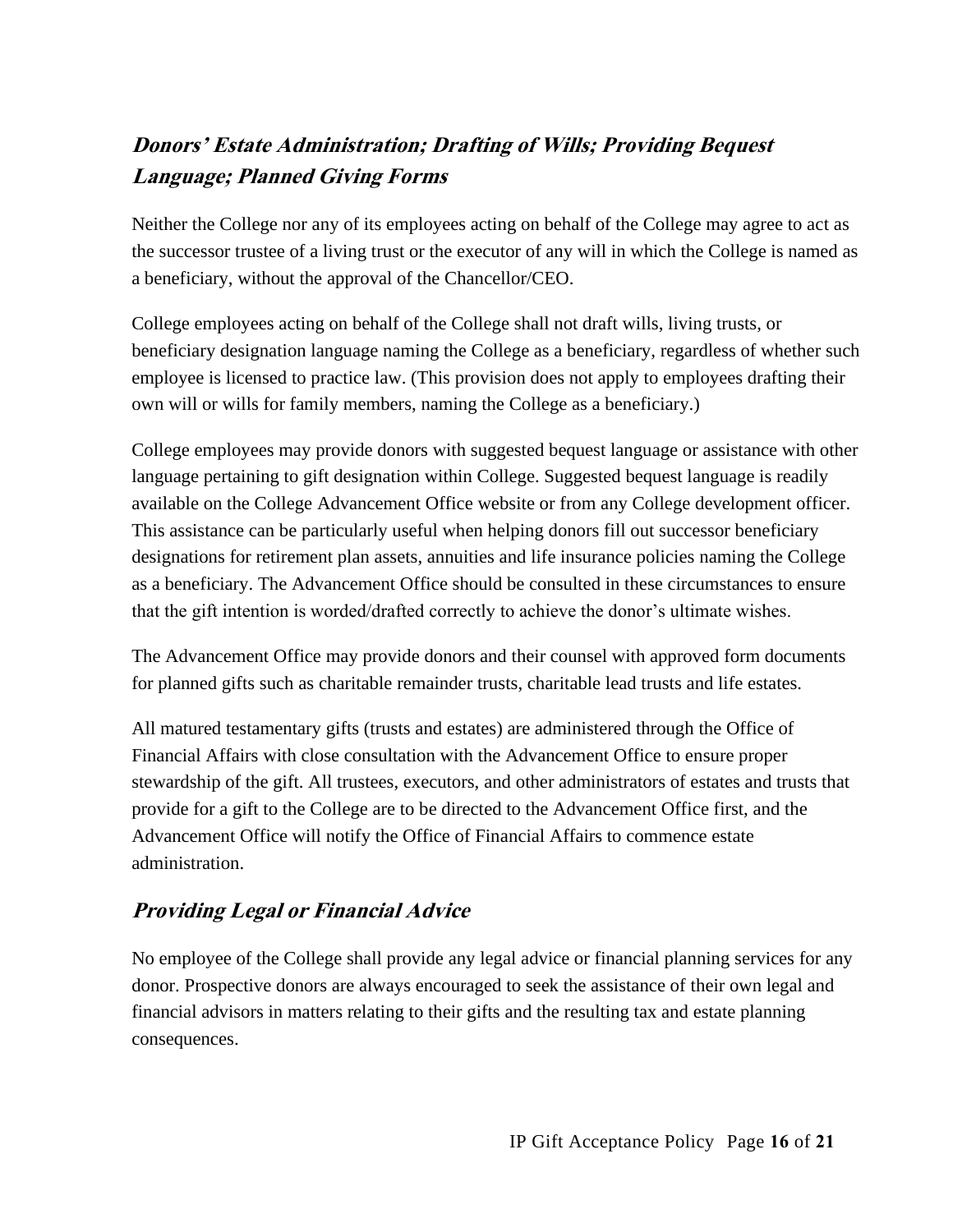## *Donors' Estate Administration; Drafting of Wills; Providing Bequest Language; Planned Giving Forms*

Neither the College nor any of its employees acting on behalf of the College may agree to act as the successor trustee of a living trust or the executor of any will in which the College is named as a beneficiary, without the approval of the Chancellor/CEO.

College employees acting on behalf of the College shall not draft wills, living trusts, or beneficiary designation language naming the College as a beneficiary, regardless of whether such employee is licensed to practice law. (This provision does not apply to employees drafting their own will or wills for family members, naming the College as a beneficiary.)

College employees may provide donors with suggested bequest language or assistance with other language pertaining to gift designation within College. Suggested bequest language is readily available on the College Advancement Office website or from any College development officer. This assistance can be particularly useful when helping donors fill out successor beneficiary designations for retirement plan assets, annuities and life insurance policies naming the College as a beneficiary. The Advancement Office should be consulted in these circumstances to ensure that the gift intention is worded/drafted correctly to achieve the donor's ultimate wishes.

The Advancement Office may provide donors and their counsel with approved form documents for planned gifts such as charitable remainder trusts, charitable lead trusts and life estates.

All matured testamentary gifts (trusts and estates) are administered through the Office of Financial Affairs with close consultation with the Advancement Office to ensure proper stewardship of the gift. All trustees, executors, and other administrators of estates and trusts that provide for a gift to the College are to be directed to the Advancement Office first, and the Advancement Office will notify the Office of Financial Affairs to commence estate administration.

## *Providing Legal or Financial Advice*

No employee of the College shall provide any legal advice or financial planning services for any donor. Prospective donors are always encouraged to seek the assistance of their own legal and financial advisors in matters relating to their gifts and the resulting tax and estate planning consequences.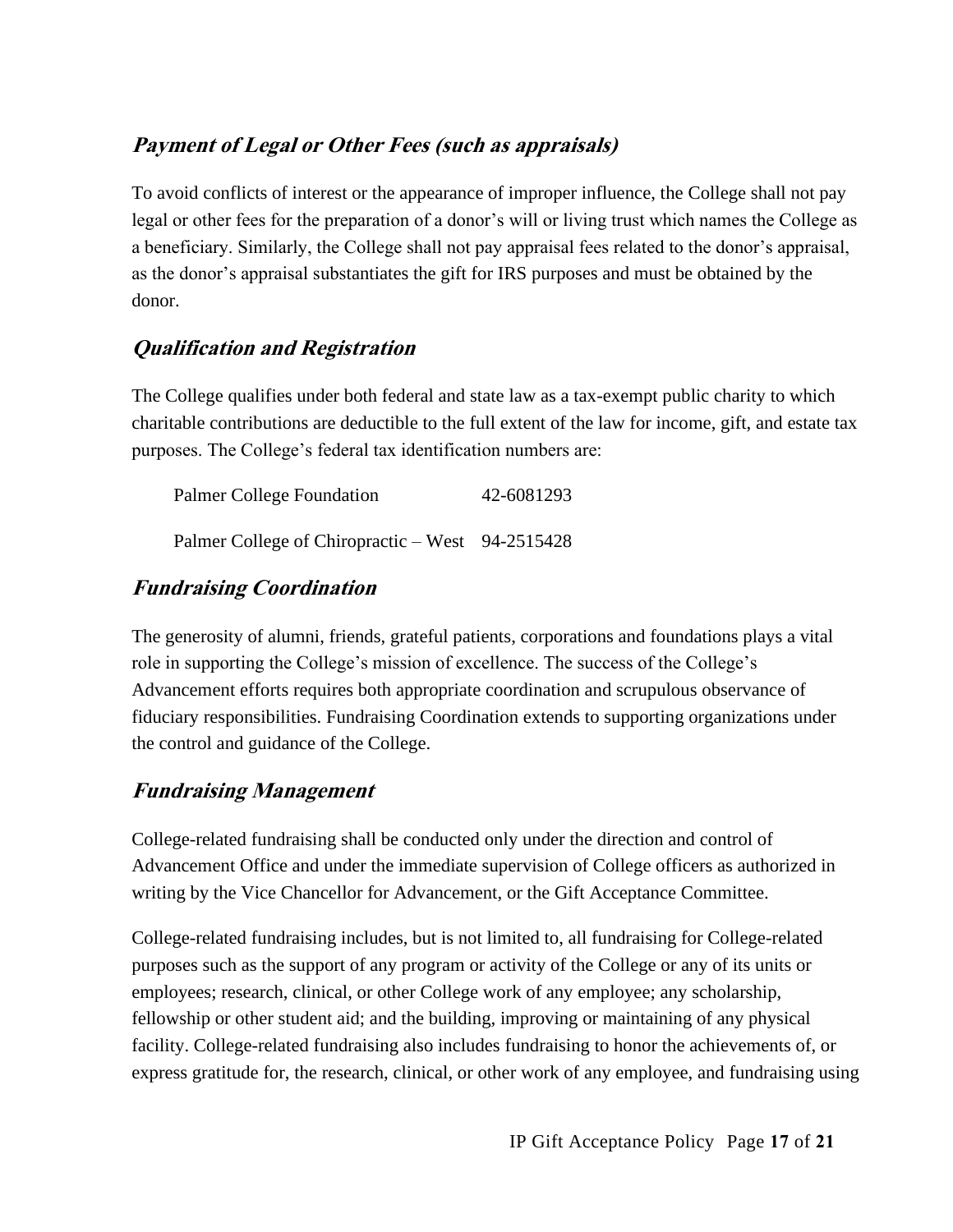### ***Payment of Legal or Other Fees (such as appraisals)***

To avoid conflicts of interest or the appearance of improper influence, the College shall not pay legal or other fees for the preparation of a donor's will or living trust which names the College as a beneficiary. Similarly, the College shall not pay appraisal fees related to the donor's appraisal, as the donor's appraisal substantiates the gift for IRS purposes and must be obtained by the donor.

### ***Qualification and Registration***

The College qualifies under both federal and state law as a tax-exempt public charity to which charitable contributions are deductible to the full extent of the law for income, gift, and estate tax purposes. The College's federal tax identification numbers are:

| | |
|---|---|
| Palmer College Foundation | 42-6081293 |
| Palmer College of Chiropractic – West | 94-2515428 |

### ***Fundraising Coordination***

The generosity of alumni, friends, grateful patients, corporations and foundations plays a vital role in supporting the College's mission of excellence. The success of the College's Advancement efforts requires both appropriate coordination and scrupulous observance of fiduciary responsibilities. Fundraising Coordination extends to supporting organizations under the control and guidance of the College.

### ***Fundraising Management***

College-related fundraising shall be conducted only under the direction and control of Advancement Office and under the immediate supervision of College officers as authorized in writing by the Vice Chancellor for Advancement, or the Gift Acceptance Committee.

College-related fundraising includes, but is not limited to, all fundraising for College-related purposes such as the support of any program or activity of the College or any of its units or employees; research, clinical, or other College work of any employee; any scholarship, fellowship or other student aid; and the building, improving or maintaining of any physical facility. College-related fundraising also includes fundraising to honor the achievements of, or express gratitude for, the research, clinical, or other work of any employee, and fundraising using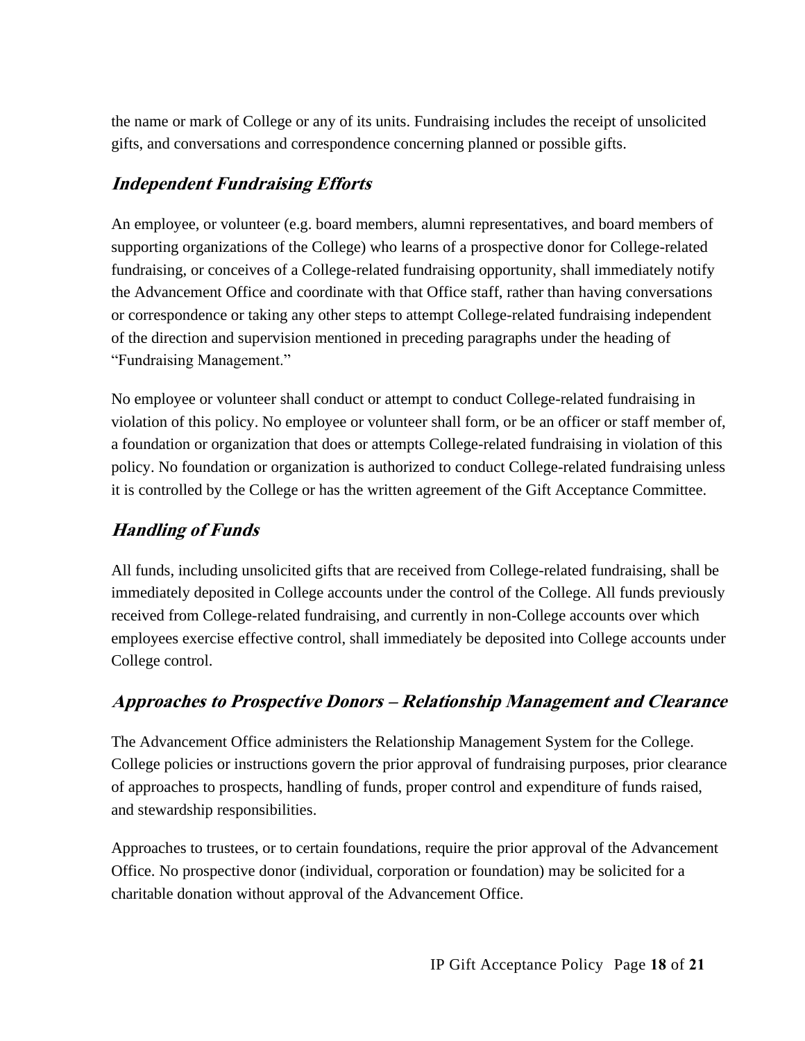the name or mark of College or any of its units. Fundraising includes the receipt of unsolicited gifts, and conversations and correspondence concerning planned or possible gifts.

### *Independent Fundraising Efforts*

An employee, or volunteer (e.g. board members, alumni representatives, and board members of supporting organizations of the College) who learns of a prospective donor for College-related fundraising, or conceives of a College-related fundraising opportunity, shall immediately notify the Advancement Office and coordinate with that Office staff, rather than having conversations or correspondence or taking any other steps to attempt College-related fundraising independent of the direction and supervision mentioned in preceding paragraphs under the heading of "Fundraising Management."

No employee or volunteer shall conduct or attempt to conduct College-related fundraising in violation of this policy. No employee or volunteer shall form, or be an officer or staff member of, a foundation or organization that does or attempts College-related fundraising in violation of this policy. No foundation or organization is authorized to conduct College-related fundraising unless it is controlled by the College or has the written agreement of the Gift Acceptance Committee.

### *Handling of Funds*

All funds, including unsolicited gifts that are received from College-related fundraising, shall be immediately deposited in College accounts under the control of the College. All funds previously received from College-related fundraising, and currently in non-College accounts over which employees exercise effective control, shall immediately be deposited into College accounts under College control.

### *Approaches to Prospective Donors – Relationship Management and Clearance*

The Advancement Office administers the Relationship Management System for the College. College policies or instructions govern the prior approval of fundraising purposes, prior clearance of approaches to prospects, handling of funds, proper control and expenditure of funds raised, and stewardship responsibilities.

Approaches to trustees, or to certain foundations, require the prior approval of the Advancement Office. No prospective donor (individual, corporation or foundation) may be solicited for a charitable donation without approval of the Advancement Office.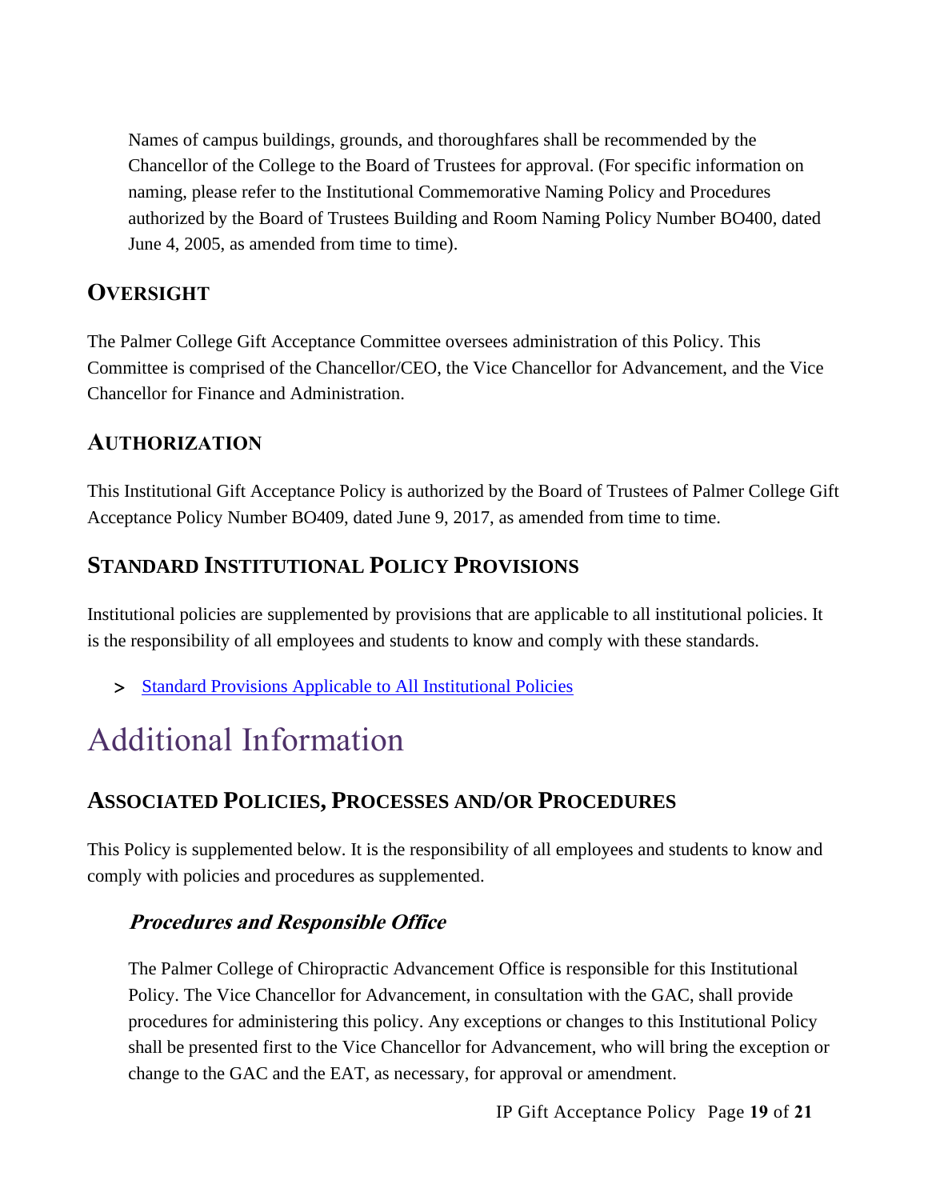Names of campus buildings, grounds, and thoroughfares shall be recommended by the Chancellor of the College to the Board of Trustees for approval. (For specific information on naming, please refer to the Institutional Commemorative Naming Policy and Procedures authorized by the Board of Trustees Building and Room Naming Policy Number BO400, dated June 4, 2005, as amended from time to time).

## OVERSIGHT

The Palmer College Gift Acceptance Committee oversees administration of this Policy. This Committee is comprised of the Chancellor/CEO, the Vice Chancellor for Advancement, and the Vice Chancellor for Finance and Administration.

## AUTHORIZATION

This Institutional Gift Acceptance Policy is authorized by the Board of Trustees of Palmer College Gift Acceptance Policy Number BO409, dated June 9, 2017, as amended from time to time.

## STANDARD INSTITUTIONAL POLICY PROVISIONS

Institutional policies are supplemented by provisions that are applicable to all institutional policies. It is the responsibility of all employees and students to know and comply with these standards.

> Standard Provisions Applicable to All Institutional Policies

# Additional Information

## ASSOCIATED POLICIES, PROCESSES AND/OR PROCEDURES

This Policy is supplemented below. It is the responsibility of all employees and students to know and comply with policies and procedures as supplemented.

### *Procedures and Responsible Office*

The Palmer College of Chiropractic Advancement Office is responsible for this Institutional Policy. The Vice Chancellor for Advancement, in consultation with the GAC, shall provide procedures for administering this policy. Any exceptions or changes to this Institutional Policy shall be presented first to the Vice Chancellor for Advancement, who will bring the exception or change to the GAC and the EAT, as necessary, for approval or amendment.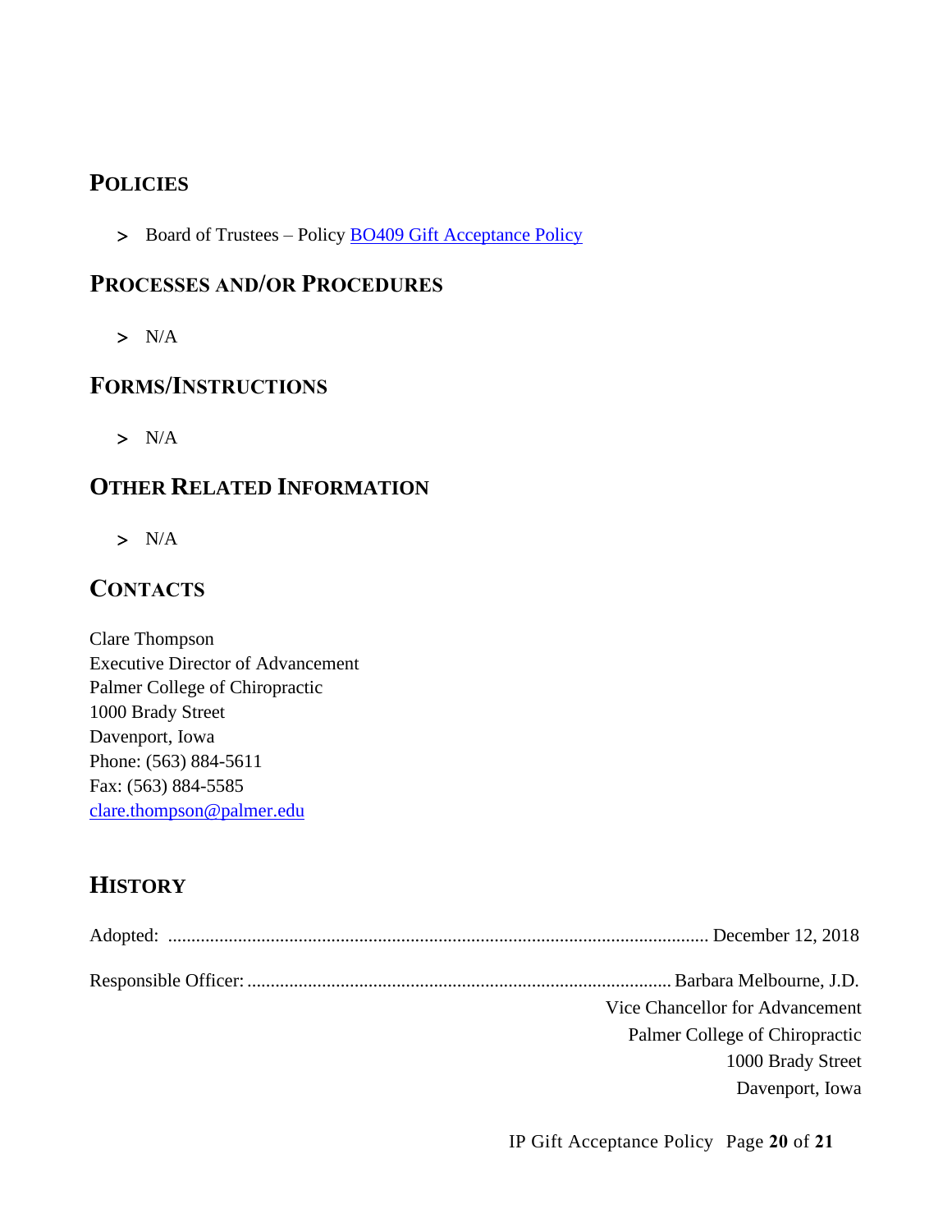## POLICIES

> Board of Trustees – Policy [BO409 Gift Acceptance Policy]

## PROCESSES AND/OR PROCEDURES

> N/A

## FORMS/INSTRUCTIONS

> N/A

## OTHER RELATED INFORMATION

> N/A

## CONTACTS

Clare Thompson
Executive Director of Advancement
Palmer College of Chiropractic
1000 Brady Street
Davenport, Iowa
Phone: (563) 884-5611
Fax: (563) 884-5585
clare.thompson@palmer.edu

## HISTORY

Adopted: ........................................................................................................ December 12, 2018

Responsible Officer: .......................................................................................... Barbara Melbourne, J.D.
Vice Chancellor for Advancement
Palmer College of Chiropractic
1000 Brady Street
Davenport, Iowa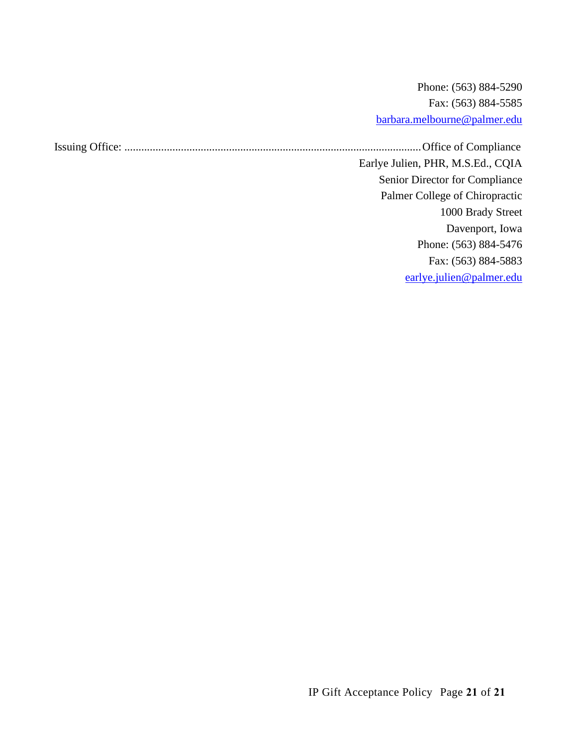Phone: (563) 884-5290
Fax: (563) 884-5585
barbara.melbourne@palmer.edu

Issuing Office: ........................................................................................................ Office of Compliance

Earlye Julien, PHR, M.S.Ed., CQIA
Senior Director for Compliance
Palmer College of Chiropractic
1000 Brady Street
Davenport, Iowa
Phone: (563) 884-5476
Fax: (563) 884-5883
earlye.julien@palmer.edu